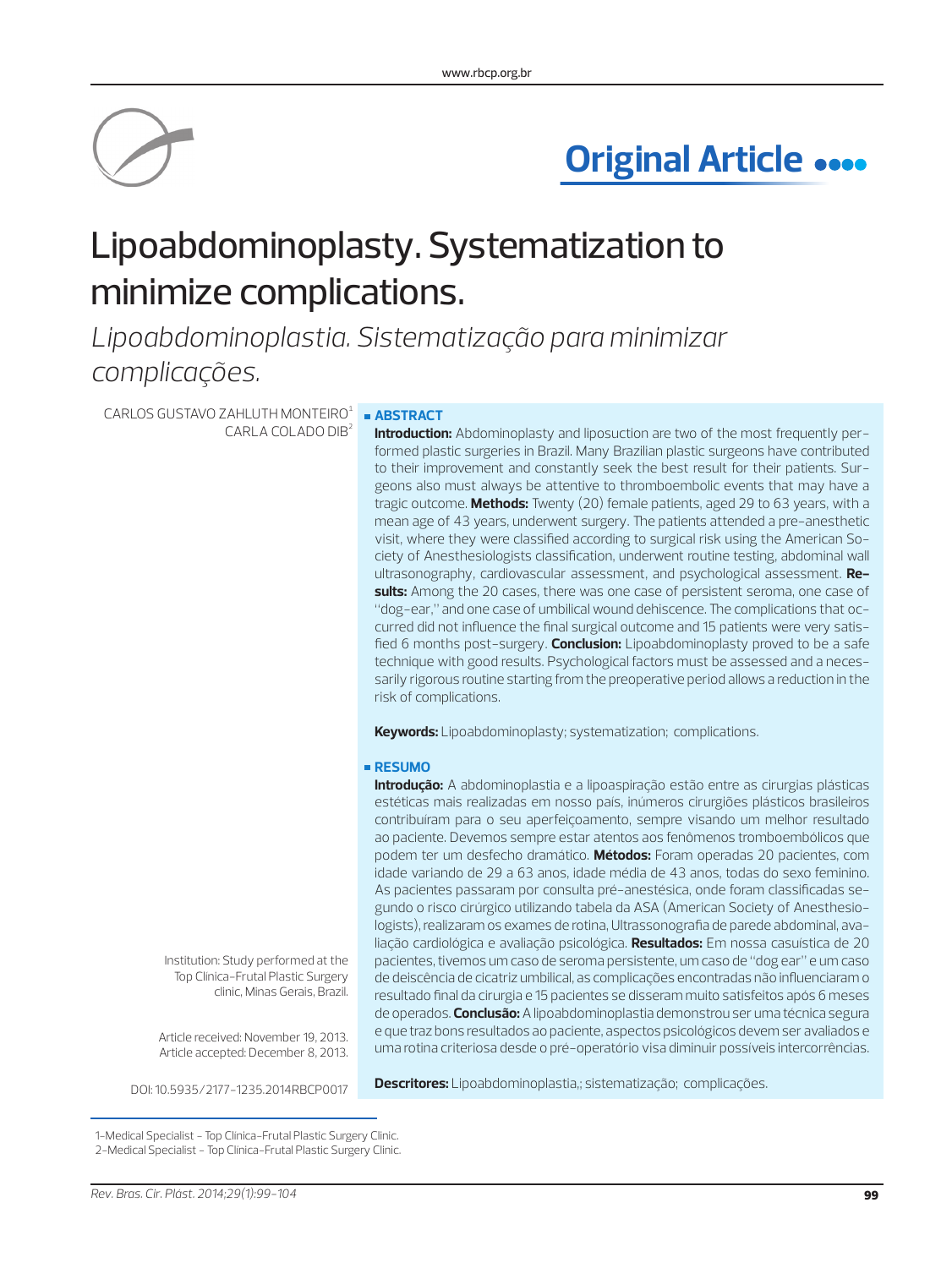# Lipoabdominoplasty. Systematization to minimize complications.

*Lipoabdominoplastia. Sistematização para minimizar complicações.*

CARLOS GUSTAVO ZAHLUTH MONTEIRO[1]
CARLA COLADO DIB[2]

Institution: Study performed at the Top Clinica-Frutal Plastic Surgery clinic, Minas Gerais, Brazil.

Article received: November 19, 2013.
Article accepted: December 8, 2013.

DOI: 10.5935/2177-1235.2014RBCP0017

## ABSTRACT

**Introduction:** Abdominoplasty and liposuction are two of the most frequently performed plastic surgeries in Brazil. Many Brazilian plastic surgeons have contributed to their improvement and constantly seek the best result for their patients. Surgeons also must always be attentive to thromboembolic events that may have a tragic outcome. **Methods:** Twenty (20) female patients, aged 29 to 63 years, with a mean age of 43 years, underwent surgery. The patients attended a pre-anesthetic visit, where they were classified according to surgical risk using the American Society of Anesthesiologists classification, underwent routine testing, abdominal wall ultrasonography, cardiovascular assessment, and psychological assessment. **Results:** Among the 20 cases, there was one case of persistent seroma, one case of "dog-ear," and one case of umbilical wound dehiscence. The complications that occurred did not influence the final surgical outcome and 15 patients were very satisfied 6 months post-surgery. **Conclusion:** Lipoabdominoplasty proved to be a safe technique with good results. Psychological factors must be assessed and a necessarily rigorous routine starting from the preoperative period allows a reduction in the risk of complications.

**Keywords:** Lipoabdominoplasty; systematization; complications.

## RESUMO

**Introdução:** A abdominoplastia e a lipoaspiração estão entre as cirurgias plásticas estéticas mais realizadas em nosso país, inúmeros cirurgiões plásticos brasileiros contribuíram para o seu aperfeiçoamento, sempre visando um melhor resultado ao paciente. Devemos sempre estar atentos aos fenômenos tromboembólicos que podem ter um desfecho dramático. **Métodos:** Foram operadas 20 pacientes, com idade variando de 29 a 63 anos, idade média de 43 anos, todas do sexo feminino. As pacientes passaram por consulta pré-anestésica, onde foram classificadas segundo o risco cirúrgico utilizando tabela da ASA (American Society of Anesthesiologists), realizaram os exames de rotina, Ultrassonografia de parede abdominal, avaliação cardiológica e avaliação psicológica. **Resultados:** Em nossa casuística de 20 pacientes, tivemos um caso de seroma persistente, um caso de "dog ear" e um caso de deiscência de cicatriz umbilical, as complicações encontradas não influenciaram o resultado final da cirurgia e 15 pacientes se disseram muito satisfeitos após 6 meses de operados. **Conclusão:** A lipoabdominoplastia demonstrou ser uma técnica segura e que traz bons resultados ao paciente, aspectos psicológicos devem ser avaliados e uma rotina criteriosa desde o pré-operatório visa diminuir possíveis intercorrências.

**Descritores:** Lipoabdominoplastia,; sistematização; complicações.

---

1-Medical Specialist - Top Clinica-Frutal Plastic Surgery Clinic.
2-Medical Specialist - Top Clinica-Frutal Plastic Surgery Clinic.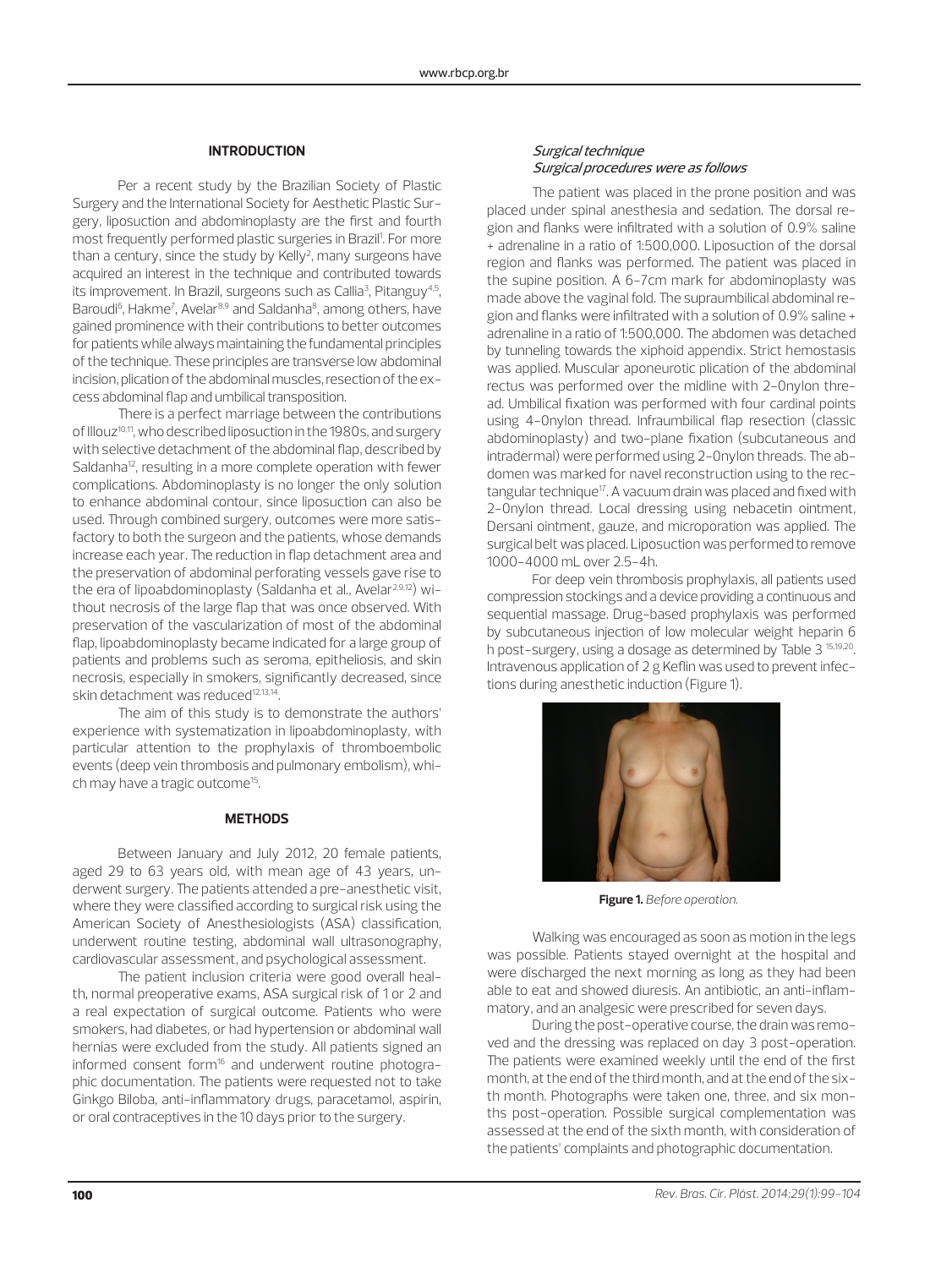## INTRODUCTION

Per a recent study by the Brazilian Society of Plastic Surgery and the International Society for Aesthetic Plastic Surgery, liposuction and abdominoplasty are the first and fourth most frequently performed plastic surgeries in Brazil[1]. For more than a century, since the study by Kelly[2], many surgeons have acquired an interest in the technique and contributed towards its improvement. In Brazil, surgeons such as Callia[3], Pitanguy[4,5], Baroudi[6], Hakme[7], Avelar[8,9] and Saldanha[8], among others, have gained prominence with their contributions to better outcomes for patients while always maintaining the fundamental principles of the technique. These principles are transverse low abdominal incision, plication of the abdominal muscles, resection of the excess abdominal flap and umbilical transposition.

There is a perfect marriage between the contributions of Illouz[10,11], who described liposuction in the 1980s, and surgery with selective detachment of the abdominal flap, described by Saldanha[12], resulting in a more complete operation with fewer complications. Abdominoplasty is no longer the only solution to enhance abdominal contour, since liposuction can also be used. Through combined surgery, outcomes were more satisfactory to both the surgeon and the patients, whose demands increase each year. The reduction in flap detachment area and the preservation of abdominal perforating vessels gave rise to the era of lipoabdominoplasty (Saldanha et al., Avelar[2,9,12]) without necrosis of the large flap that was once observed. With preservation of the vascularization of most of the abdominal flap, lipoabdominoplasty became indicated for a large group of patients and problems such as seroma, epitheliosis, and skin necrosis, especially in smokers, significantly decreased, since skin detachment was reduced[12,13,14].

The aim of this study is to demonstrate the authors' experience with systematization in lipoabdominoplasty, with particular attention to the prophylaxis of thromboembolic events (deep vein thrombosis and pulmonary embolism), which may have a tragic outcome[15].

## METHODS

Between January and July 2012, 20 female patients, aged 29 to 63 years old, with mean age of 43 years, underwent surgery. The patients attended a pre-anesthetic visit, where they were classified according to surgical risk using the American Society of Anesthesiologists (ASA) classification, underwent routine testing, abdominal wall ultrasonography, cardiovascular assessment, and psychological assessment.

The patient inclusion criteria were good overall health, normal preoperative exams, ASA surgical risk of 1 or 2 and a real expectation of surgical outcome. Patients who were smokers, had diabetes, or had hypertension or abdominal wall hernias were excluded from the study. All patients signed an informed consent form[16] and underwent routine photographic documentation. The patients were requested not to take Ginkgo Biloba, anti-inflammatory drugs, paracetamol, aspirin, or oral contraceptives in the 10 days prior to the surgery.

### *Surgical technique*

### *Surgical procedures were as follows*

The patient was placed in the prone position and was placed under spinal anesthesia and sedation. The dorsal region and flanks were infiltrated with a solution of 0.9% saline + adrenaline in a ratio of 1:500,000. Liposuction of the dorsal region and flanks was performed. The patient was placed in the supine position. A 6-7cm mark for abdominoplasty was made above the vaginal fold. The supraumbilical abdominal region and flanks were infiltrated with a solution of 0.9% saline + adrenaline in a ratio of 1:500,000. The abdomen was detached by tunneling towards the xiphoid appendix. Strict hemostasis was applied. Muscular aponeurotic plication of the abdominal rectus was performed over the midline with 2-0nylon thread. Umbilical fixation was performed with four cardinal points using 4-0nylon thread. Infraumbilical flap resection (classic abdominoplasty) and two-plane fixation (subcutaneous and intradermal) were performed using 2-0nylon threads. The abdomen was marked for navel reconstruction using to the rectangular technique[17]. A vacuum drain was placed and fixed with 2-0nylon thread. Local dressing using nebacetin ointment, Dersani ointment, gauze, and microporation was applied. The surgical belt was placed. Liposuction was performed to remove 1000-4000 mL over 2.5-4h.

For deep vein thrombosis prophylaxis, all patients used compression stockings and a device providing a continuous and sequential massage. Drug-based prophylaxis was performed by subcutaneous injection of low molecular weight heparin 6 h post-surgery, using a dosage as determined by Table 3 [15,19,20]. Intravenous application of 2 g Keflin was used to prevent infections during anesthetic induction (Figure 1).

**Figure 1.** *Before operation.*

Walking was encouraged as soon as motion in the legs was possible. Patients stayed overnight at the hospital and were discharged the next morning as long as they had been able to eat and showed diuresis. An antibiotic, an anti-inflammatory, and an analgesic were prescribed for seven days.

During the post-operative course, the drain was removed and the dressing was replaced on day 3 post-operation. The patients were examined weekly until the end of the first month, at the end of the third month, and at the end of the sixth month. Photographs were taken one, three, and six months post-operation. Possible surgical complementation was assessed at the end of the sixth month, with consideration of the patients' complaints and photographic documentation.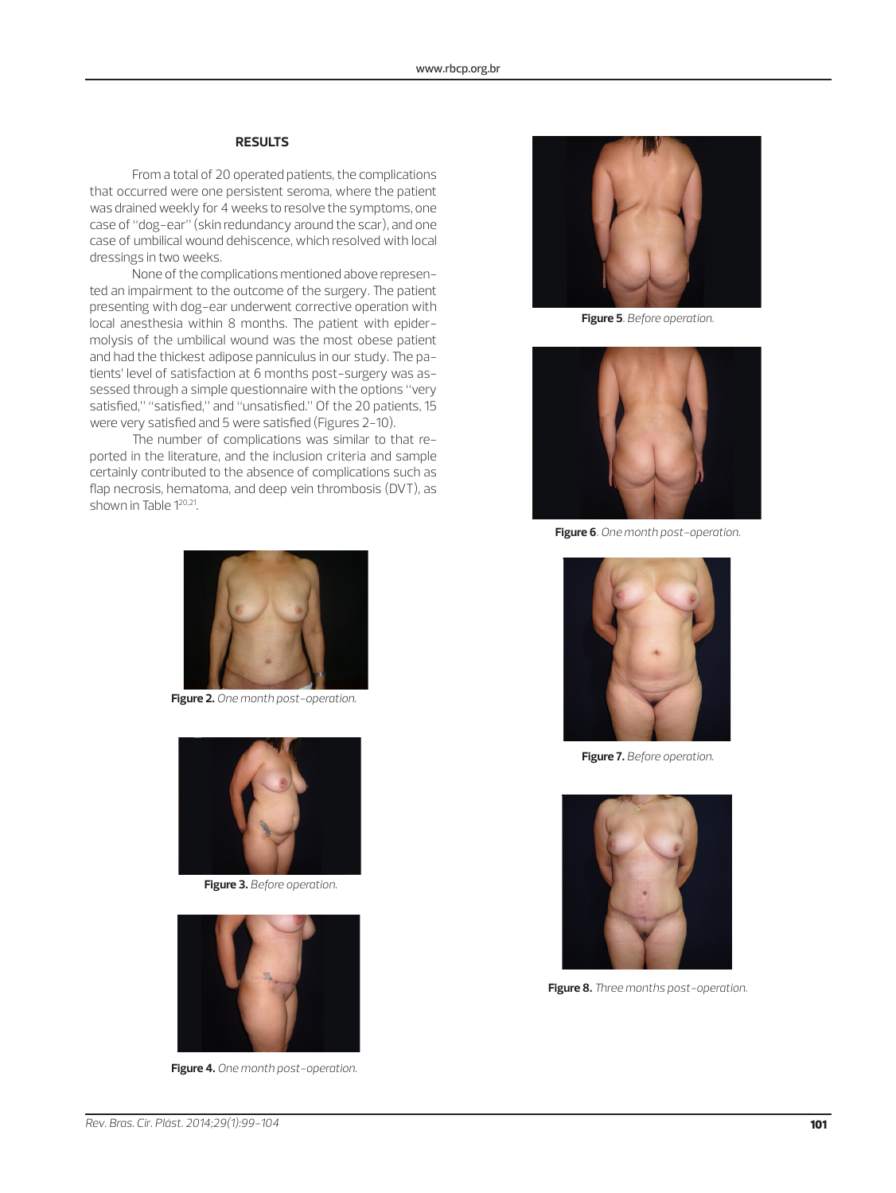## RESULTS

From a total of 20 operated patients, the complications that occurred were one persistent seroma, where the patient was drained weekly for 4 weeks to resolve the symptoms, one case of "dog-ear" (skin redundancy around the scar), and one case of umbilical wound dehiscence, which resolved with local dressings in two weeks.

None of the complications mentioned above represented an impairment to the outcome of the surgery. The patient presenting with dog-ear underwent corrective operation with local anesthesia within 8 months. The patient with epidermolysis of the umbilical wound was the most obese patient and had the thickest adipose panniculus in our study. The patients' level of satisfaction at 6 months post-surgery was assessed through a simple questionnaire with the options "very satisfied," "satisfied," and "unsatisfied." Of the 20 patients, 15 were very satisfied and 5 were satisfied (Figures 2-10).

The number of complications was similar to that reported in the literature, and the inclusion criteria and sample certainly contributed to the absence of complications such as flap necrosis, hematoma, and deep vein thrombosis (DVT), as shown in Table 1[20,21].

**Figure 2.** *One month post-operation.*

**Figure 3.** *Before operation.*

**Figure 4.** *One month post-operation.*

**Figure 5**. *Before operation.*

**Figure 6**. *One month post-operation.*

**Figure 7.** *Before operation.*

**Figure 8.** *Three months post-operation.*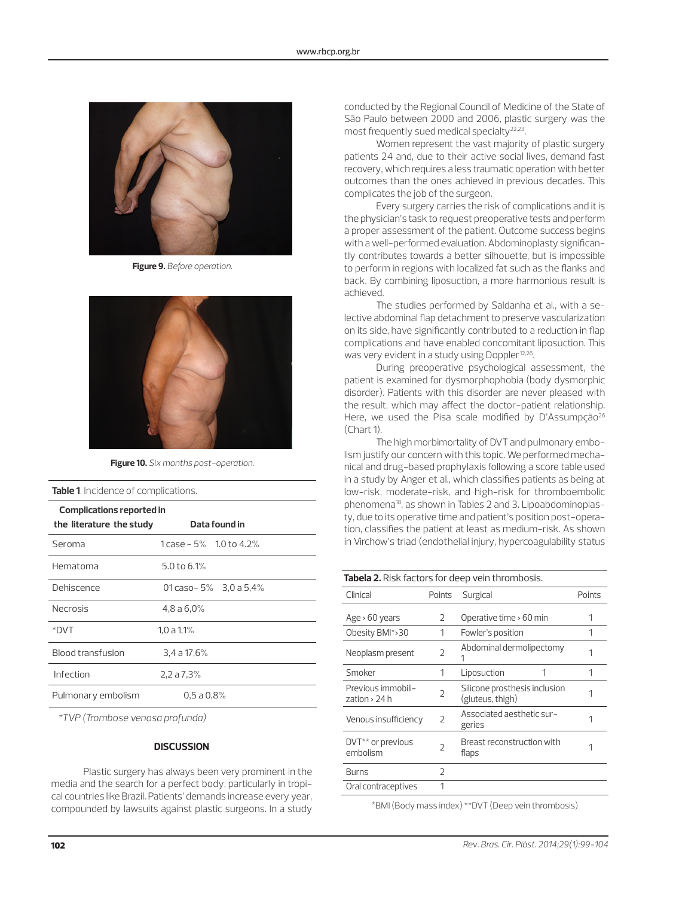Figure 9. *Before operation.*

Figure 10. *Six months post-operation.*

**Table 1**. Incidence of complications.

| Complications reported in the literature the study | Data found in |
|---|---|
| Seroma | 1 case - 5% 1.0 to 4.2% |
| Hematoma | 5.0 to 6.1% |
| Dehiscence | 01 caso- 5% 3,0 a 5,4% |
| Necrosis | 4,8 a 6,0% |
| *DVT | 1,0 a 1,1% |
| Blood transfusion | 3,4 a 17,6% |
| Infection | 2,2 a 7,3% |
| Pulmonary embolism | 0,5 a 0,8% |

**TVP (Trombose venosa profunda)*

## DISCUSSION

Plastic surgery has always been very prominent in the media and the search for a perfect body, particularly in tropical countries like Brazil. Patients' demands increase every year, compounded by lawsuits against plastic surgeons. In a study conducted by the Regional Council of Medicine of the State of São Paulo between 2000 and 2006, plastic surgery was the most frequently sued medical specialty[22,23].

Women represent the vast majority of plastic surgery patients 24 and, due to their active social lives, demand fast recovery, which requires a less traumatic operation with better outcomes than the ones achieved in previous decades. This complicates the job of the surgeon.

Every surgery carries the risk of complications and it is the physician's task to request preoperative tests and perform a proper assessment of the patient. Outcome success begins with a well-performed evaluation. Abdominoplasty significantly contributes towards a better silhouette, but is impossible to perform in regions with localized fat such as the flanks and back. By combining liposuction, a more harmonious result is achieved.

The studies performed by Saldanha et al., with a selective abdominal flap detachment to preserve vascularization on its side, have significantly contributed to a reduction in flap complications and have enabled concomitant liposuction. This was very evident in a study using Doppler[12,26].

During preoperative psychological assessment, the patient is examined for dysmorphophobia (body dysmorphic disorder). Patients with this disorder are never pleased with the result, which may affect the doctor-patient relationship. Here, we used the Pisa scale modified by D'Assumpção[26] (Chart 1).

The high morbimortality of DVT and pulmonary embolism justify our concern with this topic. We performed mechanical and drug-based prophylaxis following a score table used in a study by Anger et al., which classifies patients as being at low-risk, moderate-risk, and high-risk for thromboembolic phenomena[18], as shown in Tables 2 and 3. Lipoabdominoplasty, due to its operative time and patient's position post-operation, classifies the patient at least as medium-risk. As shown in Virchow's triad (endothelial injury, hypercoagulability status

**Tabela 2.** Risk factors for deep vein thrombosis.

| Clinical | Points | Surgical | Points |
|---|---|---|---|
| Age > 60 years | 2 | Operative time > 60 min | 1 |
| Obesity BMI*>30 | 1 | Fowler's position | 1 |
| Neoplasm present | 2 | Abdominal dermolipectomy 1 | 1 |
| Smoker | 1 | Liposuction 1 | 1 |
| Previous immobilization > 24 h | 2 | Silicone prosthesis inclusion (gluteus, thigh) | 1 |
| Venous insufficiency | 2 | Associated aesthetic surgeries | 1 |
| DVT** or previous embolism | 2 | Breast reconstruction with flaps | 1 |
| Burns | 2 | | |
| Oral contraceptives | 1 | | |

*BMI (Body mass index) **DVT (Deep vein thrombosis)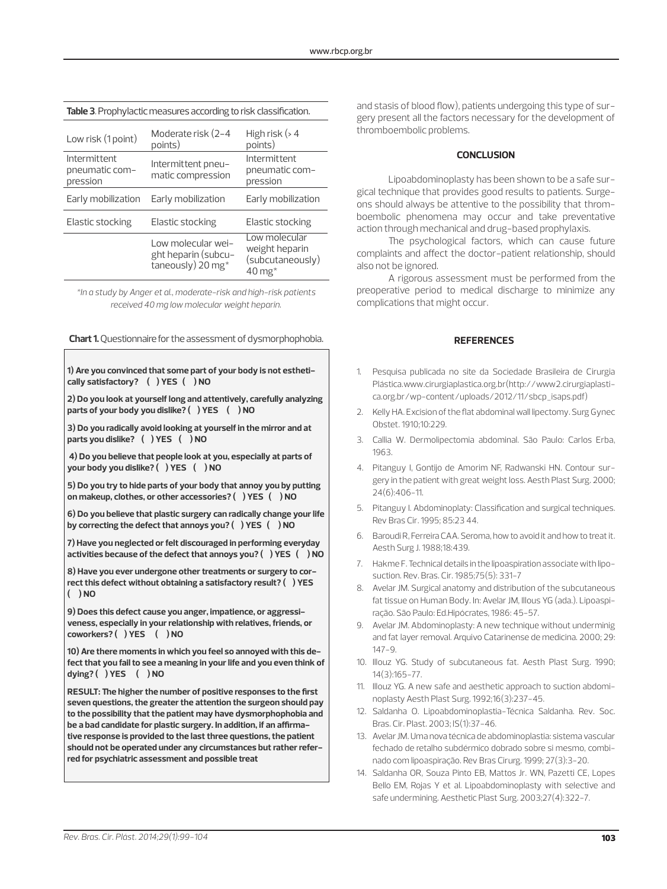**Table 3**. Prophylactic measures according to risk classification.

| Low risk (1 point) | Moderate risk (2-4 points) | High risk (> 4 points) |
|---|---|---|
| Intermittent pneumatic compression | Intermittent pneumatic compression | Intermittent pneumatic compression |
| Early mobilization | Early mobilization | Early mobilization |
| Elastic stocking | Elastic stocking | Elastic stocking |
| | Low molecular weight heparin (subcutaneously) 20 mg* | Low molecular weight heparin (subcutaneously) 40 mg* |

*In a study by Anger et al., moderate-risk and high-risk patients received 40 mg low molecular weight heparin.*

**Chart 1.** Questionnaire for the assessment of dysmorphophobia.

**1) Are you convinced that some part of your body is not esthetically satisfactory? ( ) YES ( ) NO**

**2) Do you look at yourself long and attentively, carefully analyzing parts of your body you dislike? ( ) YES ( ) NO**

**3) Do you radically avoid looking at yourself in the mirror and at parts you dislike? ( ) YES ( ) NO**

**4) Do you believe that people look at you, especially at parts of your body you dislike? ( ) YES ( ) NO**

**5) Do you try to hide parts of your body that annoy you by putting on makeup, clothes, or other accessories? ( ) YES ( ) NO**

**6) Do you believe that plastic surgery can radically change your life by correcting the defect that annoys you? ( ) YES ( ) NO**

**7) Have you neglected or felt discouraged in performing everyday activities because of the defect that annoys you? ( ) YES ( ) NO**

**8) Have you ever undergone other treatments or surgery to correct this defect without obtaining a satisfactory result? ( ) YES ( ) NO**

**9) Does this defect cause you anger, impatience, or aggressiveness, especially in your relationship with relatives, friends, or coworkers? ( ) YES ( ) NO**

**10) Are there moments in which you feel so annoyed with this defect that you fail to see a meaning in your life and you even think of dying? ( ) YES ( ) NO**

**RESULT: The higher the number of positive responses to the first seven questions, the greater the attention the surgeon should pay to the possibility that the patient may have dysmorphophobia and be a bad candidate for plastic surgery. In addition, if an affirmative response is provided to the last three questions, the patient should not be operated under any circumstances but rather referred for psychiatric assessment and possible treat**

and stasis of blood flow), patients undergoing this type of surgery present all the factors necessary for the development of thromboembolic problems.

## CONCLUSION

Lipoabdominoplasty has been shown to be a safe surgical technique that provides good results to patients. Surgeons should always be attentive to the possibility that thromboembolic phenomena may occur and take preventative action through mechanical and drug-based prophylaxis.

The psychological factors, which can cause future complaints and affect the doctor-patient relationship, should also not be ignored.

A rigorous assessment must be performed from the preoperative period to medical discharge to minimize any complications that might occur.

## REFERENCES

1. Pesquisa publicada no site da Sociedade Brasileira de Cirurgia Plástica.www.cirurgiaplastica.org.br(http://www2.cirurgiaplastica.org.br/wp-content/uploads/2012/11/sbcp_isaps.pdf)
2. Kelly HA. Excision of the flat abdominal wall lipectomy. Surg Gynec Obstet. 1910;10:229.
3. Callia W. Dermolipectomia abdominal. São Paulo: Carlos Erba, 1963.
4. Pitanguy I, Gontijo de Amorim NF, Radwanski HN. Contour surgery in the patient with great weight loss. Aesth Plast Surg. 2000; 24(6):406-11.
5. Pitanguy I. Abdominoplaty: Classification and surgical techniques. Rev Bras Cir. 1995; 85:23 44.
6. Baroudi R, Ferreira CAA. Seroma, how to avoid it and how to treat it. Aesth Surg J. 1988;18:439.
7. Hakme F. Technical details in the lipoaspiration associate with liposuction. Rev. Bras. Cir. 1985;75(5): 331-7
8. Avelar JM. Surgical anatomy and distribution of the subcutaneous fat tissue on Human Body. In: Avelar JM, Illous YG (ada.). Lipoaspiração. São Paulo: Ed.Hipócrates, 1986: 45-57.
9. Avelar JM. Abdominoplasty: A new technique without underminig and fat layer removal. Arquivo Catarinense de medicina. 2000; 29: 147-9.
10. Illouz YG. Study of subcutaneous fat. Aesth Plast Surg. 1990; 14(3):165-77.
11. Illouz YG. A new safe and aesthetic approach to suction abdominoplasty Aesth Plast Surg. 1992;16(3):237-45.
12. Saldanha O. Lipoabdominoplastia-Técnica Saldanha. Rev. Soc. Bras. Cir. Plast. 2003; IS(1):37-46.
13. Avelar JM. Uma nova técnica de abdominoplastia: sistema vascular fechado de retalho subdérmico dobrado sobre si mesmo, combinado com lipoaspiração. Rev Bras Cirurg. 1999; 27(3):3-20.
14. Saldanha OR, Souza Pinto EB, Mattos Jr. WN, Pazetti CE, Lopes Bello EM, Rojas Y et al. Lipoabdominoplasty with selective and safe undermining. Aesthetic Plast Surg. 2003;27(4):322-7.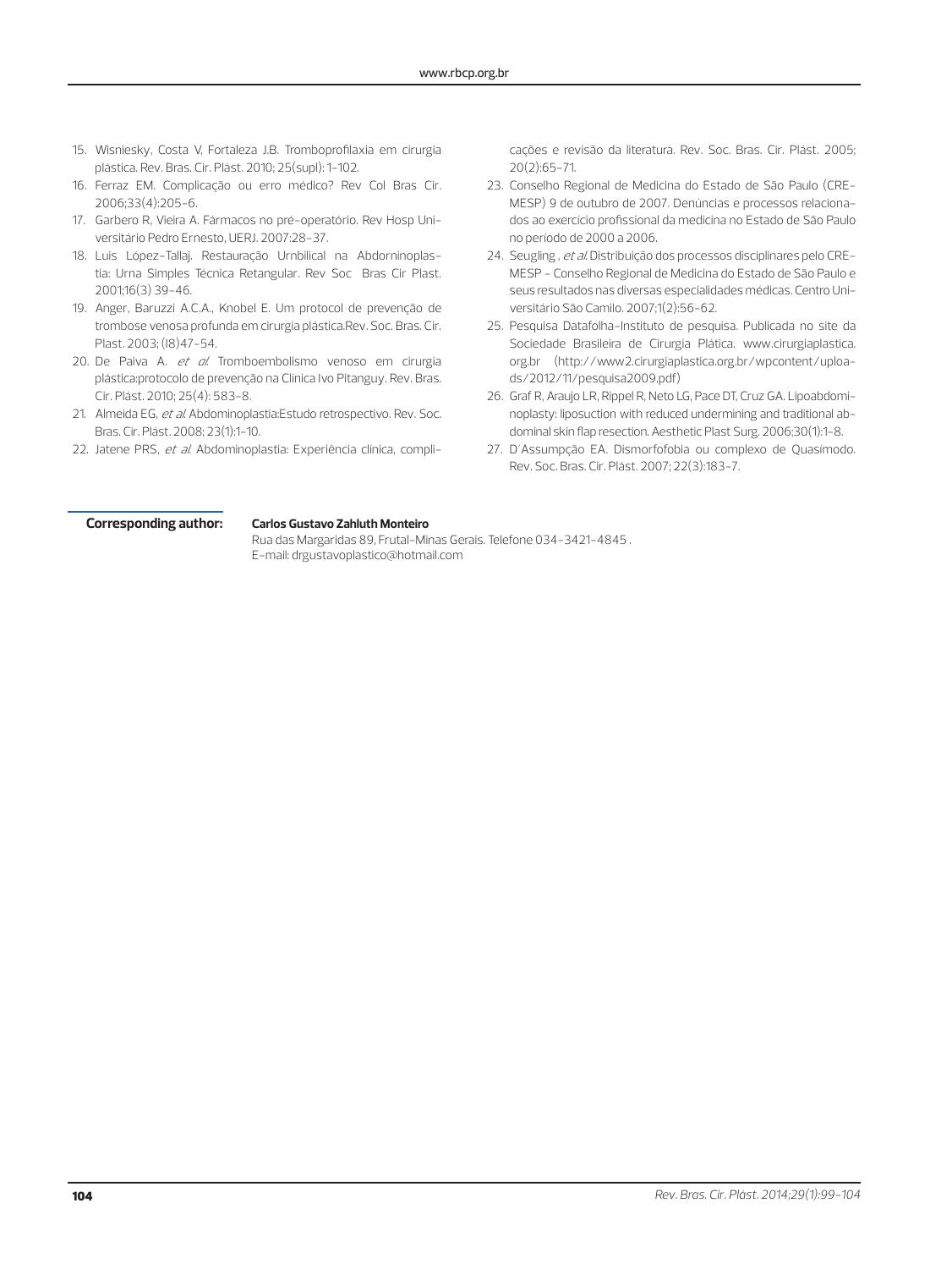15. Wisniesky, Costa V, Fortaleza J.B. Tromboprofilaxia em cirurgia plástica. Rev. Bras. Cir. Plást. 2010; 25(supl): 1-102.
16. Ferraz EM. Complicação ou erro médico? Rev Col Bras Cir. 2006;33(4):205-6.
17. Garbero R, Vieira A. Fármacos no pré-operatório. Rev Hosp Universitário Pedro Ernesto, UERJ. 2007:28-37.
18. Luis López-Tallaj. Restauração Urnbilical na Abdorninoplastia: Urna Simples Técnica Retangular. Rev Soc Bras Cir Plast. 2001;16(3) 39-46.
19. Anger, Baruzzi A.C.A., Knobel E. Um protocol de prevenção de trombose venosa profunda em cirurgia plástica.Rev. Soc. Bras. Cir. Plast. 2003; (l8)47-54.
20. De Paiva A. *et al.* Tromboembolismo venoso em cirurgia plástica:protocolo de prevenção na Clínica Ivo Pitanguy. Rev. Bras. Cir. Plást. 2010; 25(4): 583-8.
21. Almeida EG, *et al.* Abdominoplastia:Estudo retrospectivo. Rev. Soc. Bras. Cir. Plást. 2008; 23(1):1-10.
22. Jatene PRS, *et al.* Abdominoplastia: Experiência clínica, complicações e revisão da literatura. Rev. Soc. Bras. Cir. Plást. 2005; 20(2):65-71.
23. Conselho Regional de Medicina do Estado de São Paulo (CREMESP) 9 de outubro de 2007. Denúncias e processos relacionados ao exercício profissional da medicina no Estado de São Paulo no período de 2000 a 2006.
24. Seugling , *et al.* Distribuição dos processos disciplinares pelo CREMESP - Conselho Regional de Medicina do Estado de São Paulo e seus resultados nas diversas especialidades médicas. Centro Universitário São Camilo. 2007;1(2):56-62.
25. Pesquisa Datafolha-Instituto de pesquisa. Publicada no site da Sociedade Brasileira de Cirurgia Plática. www.cirurgiaplastica.org.br (http://www2.cirurgiaplastica.org.br/wpcontent/uploads/2012/11/pesquisa2009.pdf)
26. Graf R, Araujo LR, Rippel R, Neto LG, Pace DT, Cruz GA. Lipoabdominoplasty: liposuction with reduced undermining and traditional abdominal skin flap resection. Aesthetic Plast Surg. 2006;30(1):1-8.
27. D´Assumpção EA. Dismorfofobia ou complexo de Quasímodo. Rev. Soc. Bras. Cir. Plást. 2007; 22(3):183-7.

**Corresponding author:** **Carlos Gustavo Zahluth Monteiro**
Rua das Margaridas 89, Frutal-Minas Gerais. Telefone 034-3421-4845 .
E-mail: drgustavoplastico@hotmail.com